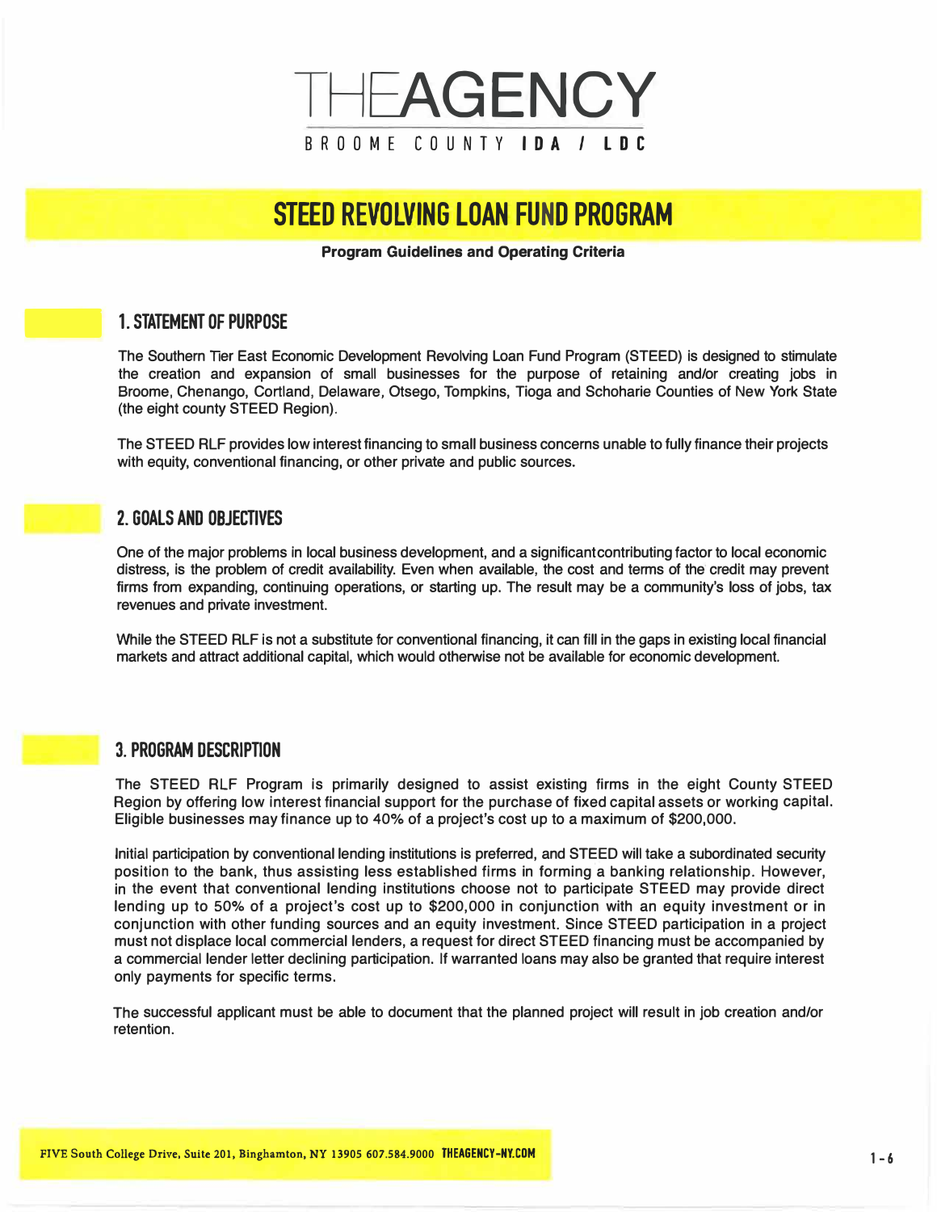# THEAGENCY

BROOME COUNTY **IDA / LDC**

# STEED REVOLVING LOAN FUND PROGRAM

**Program Guidelines and Operating Criteria**

## 1. STATEMENT OF PURPOSE

The Southern Tier East Economic Development Revolving Loan Fund Program (STEED) is designed to stimulate the creation and expansion of small businesses for the purpose of retaining and/or creating jobs in Broome, Chenango, Cortland, Delaware, Otsego, Tompkins, Tioga and Schoharie Counties of New York State (the eight county STEED Region).

The STEED RLF provides low interest financing to small business concerns unable to fully finance their projects with equity, conventional financing, or other private and public sources.

## 2. GOALS AND OBJECTIVES

One of the major problems in local business development, and a significantcontributing factor to local economic distress, is the problem of credit availability. Even when available, the cost and terms of the credit may prevent firms from expanding, continuing operations, or starting up. The result may be a community's loss of jobs, tax revenues and private investment.

While the STEED RLF is not a substitute for conventional financing, it can fill in the gaps in existing local financial markets and attract additional capital, which would otherwise not be available for economic development.

## 3. PROGRAM DESCRIPTION

The STEED RLF Program is primarily designed to assist existing firms in the eight County STEED Region by offering low interest financial support for the purchase of fixed capital assets or working capital. Eligible businesses may finance up to 40% of a project's cost up to a maximum of $200,000.

Initial participation by conventional lending institutions is preferred, and STEED will take a subordinated security position to the bank, thus assisting less established firms in forming a banking relationship. However, in the event that conventional lending institutions choose not to participate STEED may provide direct lending up to 50% of a project's cost up to $200,000 in conjunction with an equity investment or in conjunction with other funding sources and an equity investment. Since STEED participation in a project must not displace local commercial lenders, a request for direct STEED financing must be accompanied by a commercial lender letter declining participation. If warranted loans may also be granted that require interest only payments for specific terms.

The successful applicant must be able to document that the planned project will result in job creation and/or retention.

FIVE South College Drive, Suite 201, Binghamton, NY 13905 607.584.9000 **THEAGENCY-NY.COM**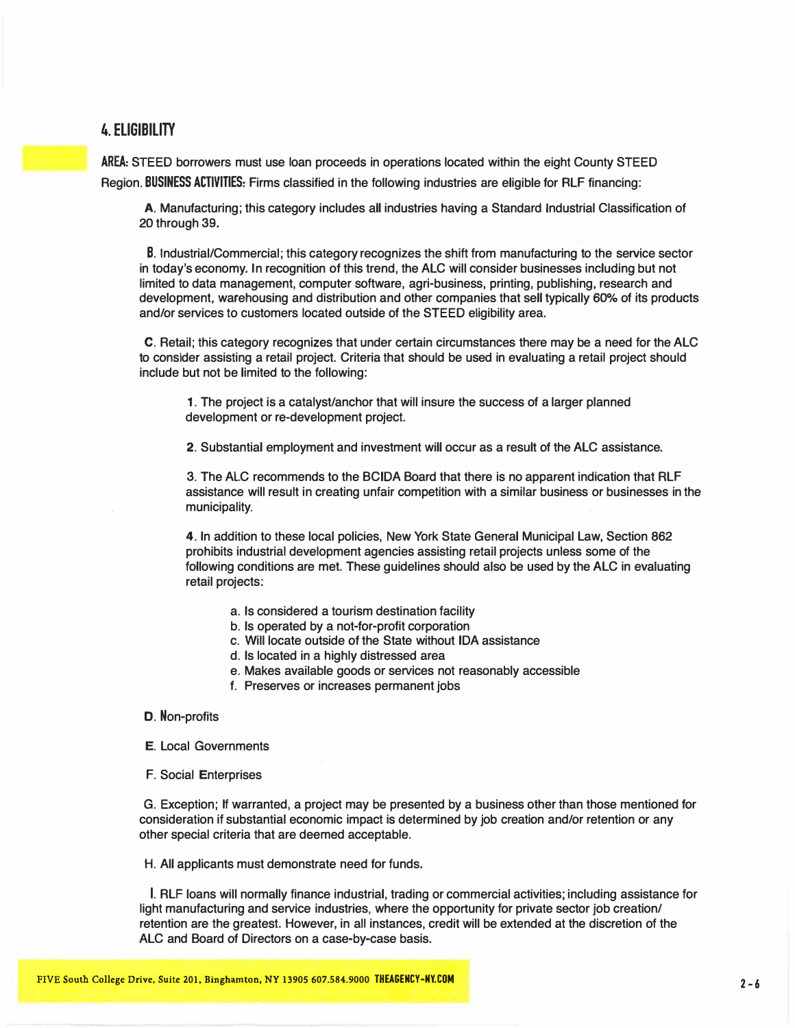## 4. ELIGIBILITY

**AREA:** STEED borrowers must use loan proceeds in operations located within the eight County STEED Region. **BUSINESS ACTIVITIES:** Firms classified in the following industries are eligible for RLF financing:

A. Manufacturing; this category includes all industries having a Standard Industrial Classification of 20 through 39.

B. Industrial/Commercial; this category recognizes the shift from manufacturing to the service sector in today's economy. In recognition of this trend, the ALC will consider businesses including but not limited to data management, computer software, agri-business, printing, publishing, research and development, warehousing and distribution and other companies that sell typically 60% of its products and/or services to customers located outside of the STEED eligibility area.

C. Retail; this category recognizes that under certain circumstances there may be a need for the ALC to consider assisting a retail project. Criteria that should be used in evaluating a retail project should include but not be limited to the following:

1. The project is a catalyst/anchor that will insure the success of a larger planned development or re-development project.

2. Substantial employment and investment will occur as a result of the ALC assistance.

3. The ALC recommends to the BCIDA Board that there is no apparent indication that RLF assistance will result in creating unfair competition with a similar business or businesses in the municipality.

4. In addition to these local policies, New York State General Municipal Law, Section 862 prohibits industrial development agencies assisting retail projects unless some of the following conditions are met. These guidelines should also be used by the ALC in evaluating retail projects:

   a. Is considered a tourism destination facility
   b. Is operated by a not-for-profit corporation
   c. Will locate outside of the State without IDA assistance
   d. Is located in a highly distressed area
   e. Makes available goods or services not reasonably accessible
   f. Preserves or increases permanent jobs

D. Non-profits

E. Local Governments

F. Social Enterprises

G. Exception; If warranted, a project may be presented by a business other than those mentioned for consideration if substantial economic impact is determined by job creation and/or retention or any other special criteria that are deemed acceptable.

H. All applicants must demonstrate need for funds.

I. RLF loans will normally finance industrial, trading or commercial activities; including assistance for light manufacturing and service industries, where the opportunity for private sector job creation/ retention are the greatest. However, in all instances, credit will be extended at the discretion of the ALC and Board of Directors on a case-by-case basis.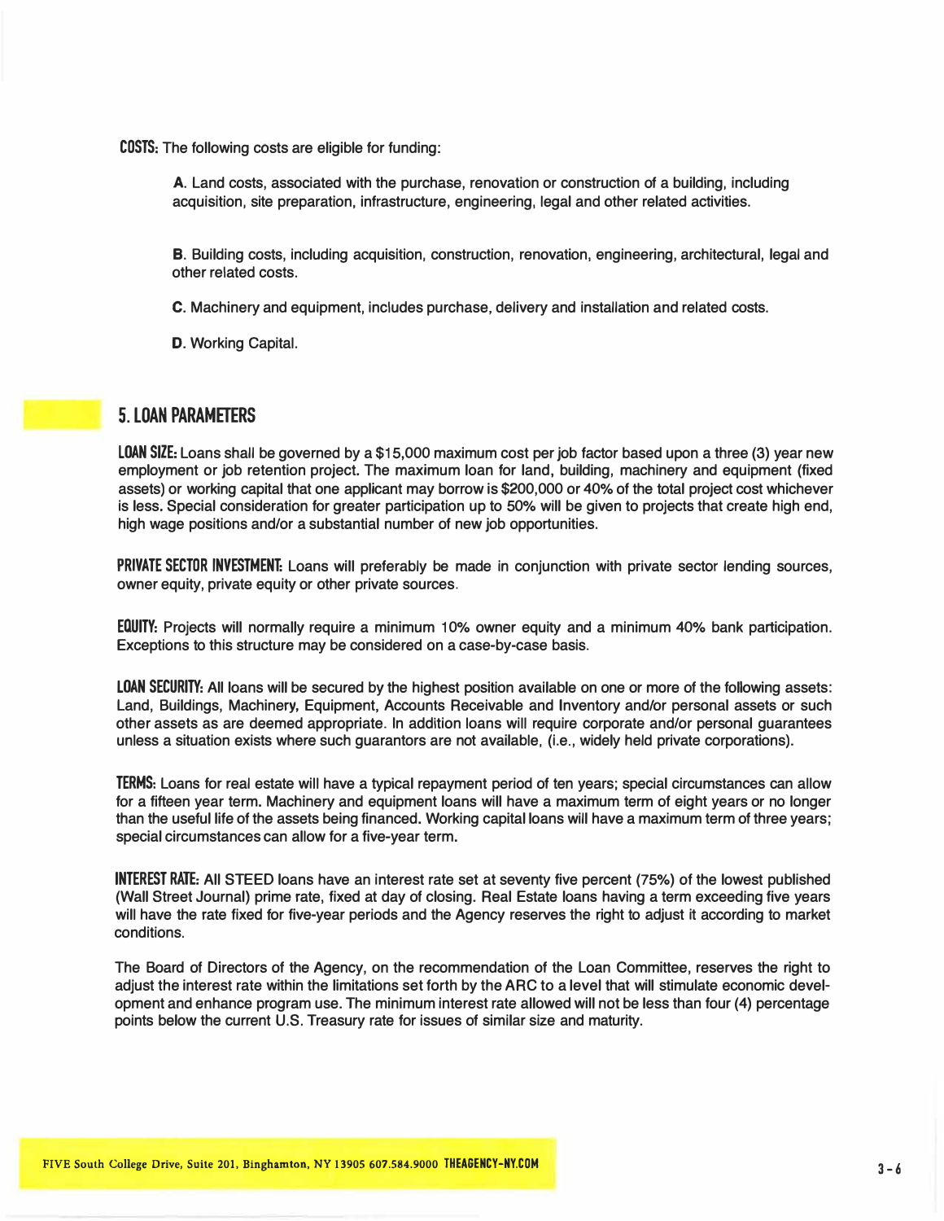**COSTS:** The following costs are eligible for funding:

**A**. Land costs, associated with the purchase, renovation or construction of a building, including acquisition, site preparation, infrastructure, engineering, legal and other related activities.

**B**. Building costs, including acquisition, construction, renovation, engineering, architectural, legal and other related costs.

**C**. Machinery and equipment, includes purchase, delivery and installation and related costs.

**D**. Working Capital.

## 5. LOAN PARAMETERS

**LOAN SIZE:** Loans shall be governed by a $15,000 maximum cost per job factor based upon a three (3) year new employment or job retention project. The maximum loan for land, building, machinery and equipment (fixed assets) or working capital that one applicant may borrow is $200,000 or 40% of the total project cost whichever is less. Special consideration for greater participation up to 50% will be given to projects that create high end, high wage positions and/or a substantial number of new job opportunities.

**PRIVATE SECTOR INVESTMENT:** Loans will preferably be made in conjunction with private sector lending sources, owner equity, private equity or other private sources.

**EQUITY:** Projects will normally require a minimum 10% owner equity and a minimum 40% bank participation. Exceptions to this structure may be considered on a case-by-case basis.

**LOAN SECURITY:** All loans will be secured by the highest position available on one or more of the following assets: Land, Buildings, Machinery, Equipment, Accounts Receivable and Inventory and/or personal assets or such other assets as are deemed appropriate. In addition loans will require corporate and/or personal guarantees unless a situation exists where such guarantors are not available, (i.e., widely held private corporations).

**TERMS:** Loans for real estate will have a typical repayment period of ten years; special circumstances can allow for a fifteen year term. Machinery and equipment loans will have a maximum term of eight years or no longer than the useful life of the assets being financed. Working capital loans will have a maximum term of three years; special circumstances can allow for a five-year term.

**INTEREST RATE:** All STEED loans have an interest rate set at seventy five percent (75%) of the lowest published (Wall Street Journal) prime rate, fixed at day of closing. Real Estate loans having a term exceeding five years will have the rate fixed for five-year periods and the Agency reserves the right to adjust it according to market conditions.

The Board of Directors of the Agency, on the recommendation of the Loan Committee, reserves the right to adjust the interest rate within the limitations set forth by the ARC to a level that will stimulate economic development and enhance program use. The minimum interest rate allowed will not be less than four (4) percentage points below the current U.S. Treasury rate for issues of similar size and maturity.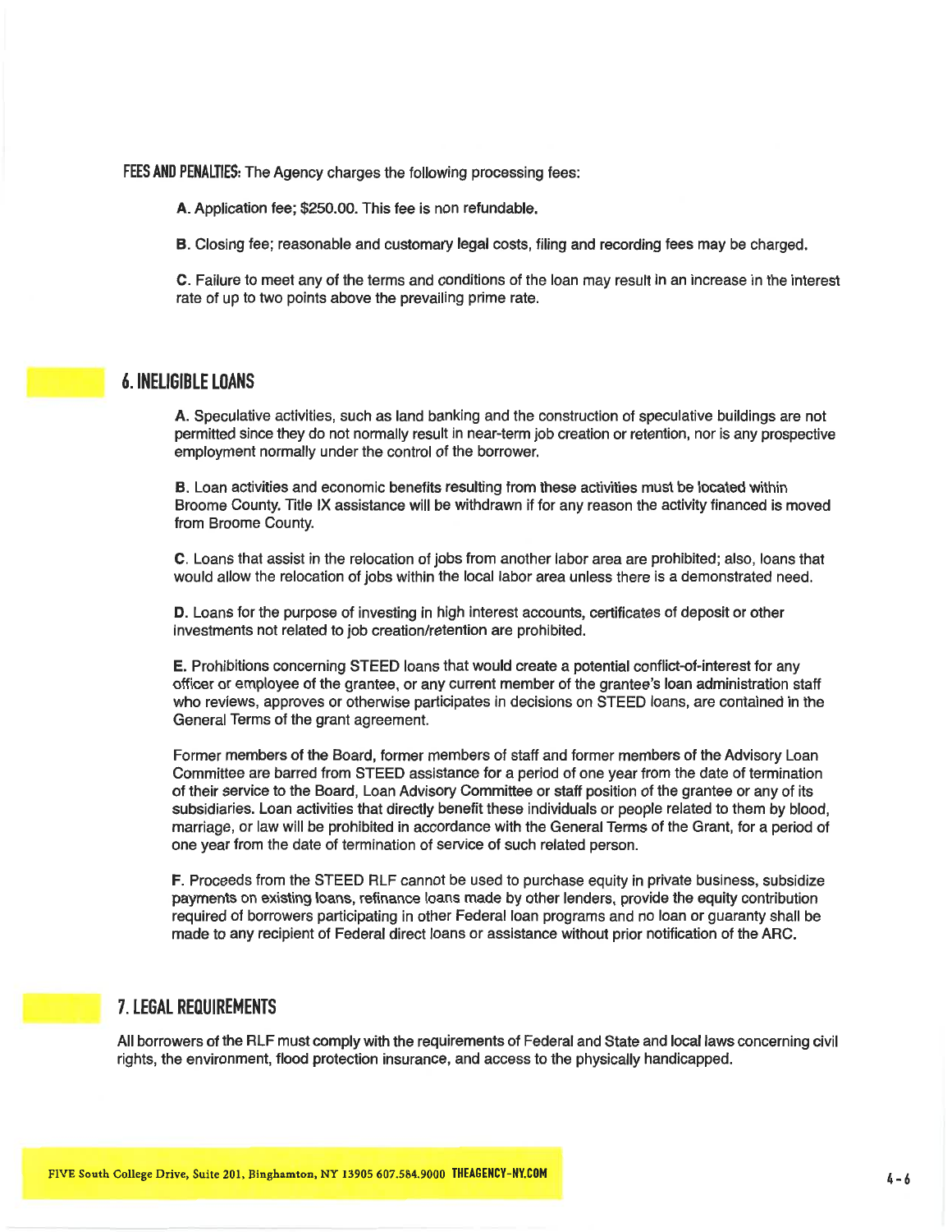**FEES AND PENALTIES:** The Agency charges the following processing fees:

A. Application fee; $250.00. This fee is non refundable.

B. Closing fee; reasonable and customary legal costs, filing and recording fees may be charged.

C. Failure to meet any of the terms and conditions of the loan may result in an increase in the interest rate of up to two points above the prevailing prime rate.

## 6. INELIGIBLE LOANS

A. Speculative activities, such as land banking and the construction of speculative buildings are not permitted since they do not normally result in near-term job creation or retention, nor is any prospective employment normally under the control of the borrower.

B. Loan activities and economic benefits resulting from these activities must be located within Broome County. Title IX assistance will be withdrawn if for any reason the activity financed is moved from Broome County.

C. Loans that assist in the relocation of jobs from another labor area are prohibited; also, loans that would allow the relocation of jobs within the local labor area unless there is a demonstrated need.

D. Loans for the purpose of investing in high interest accounts, certificates of deposit or other investments not related to job creation/retention are prohibited.

E. Prohibitions concerning STEED loans that would create a potential conflict-of-interest for any officer or employee of the grantee, or any current member of the grantee's loan administration staff who reviews, approves or otherwise participates in decisions on STEED loans, are contained in the General Terms of the grant agreement.

Former members of the Board, former members of staff and former members of the Advisory Loan Committee are barred from STEED assistance for a period of one year from the date of termination of their service to the Board, Loan Advisory Committee or staff position of the grantee or any of its subsidiaries. Loan activities that directly benefit these individuals or people related to them by blood, marriage, or law will be prohibited in accordance with the General Terms of the Grant, for a period of one year from the date of termination of service of such related person.

F. Proceeds from the STEED RLF cannot be used to purchase equity in private business, subsidize payments on existing loans, refinance loans made by other lenders, provide the equity contribution required of borrowers participating in other Federal loan programs and no loan or guaranty shall be made to any recipient of Federal direct loans or assistance without prior notification of the ARC.

## 7. LEGAL REQUIREMENTS

All borrowers of the RLF must comply with the requirements of Federal and State and local laws concerning civil rights, the environment, flood protection insurance, and access to the physically handicapped.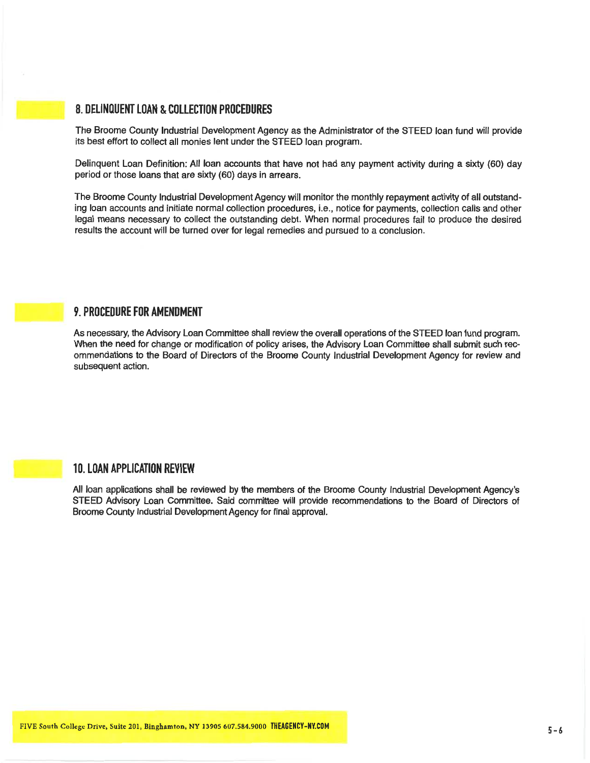## 8. DELINQUENT LOAN & COLLECTION PROCEDURES

The Broome County Industrial Development Agency as the Administrator of the STEED loan fund will provide its best effort to collect all monies lent under the STEED loan program.

Delinquent Loan Definition: All loan accounts that have not had any payment activity during a sixty (60) day period or those loans that are sixty (60) days in arrears.

The Broome County Industrial Development Agency will monitor the monthly repayment activity of all outstanding loan accounts and initiate normal collection procedures, i.e., notice for payments, collection calls and other legal means necessary to collect the outstanding debt. When normal procedures fail to produce the desired results the account will be turned over for legal remedies and pursued to a conclusion.

## 9. PROCEDURE FOR AMENDMENT

As necessary, the Advisory Loan Committee shall review the overall operations of the STEED loan fund program. When the need for change or modification of policy arises, the Advisory Loan Committee shall submit such recommendations to the Board of Directors of the Broome County Industrial Development Agency for review and subsequent action.

## 10. LOAN APPLICATION REVIEW

All loan applications shall be reviewed by the members of the Broome County Industrial Development Agency's STEED Advisory Loan Committee. Said committee will provide recommendations to the Board of Directors of Broome County Industrial Development Agency for final approval.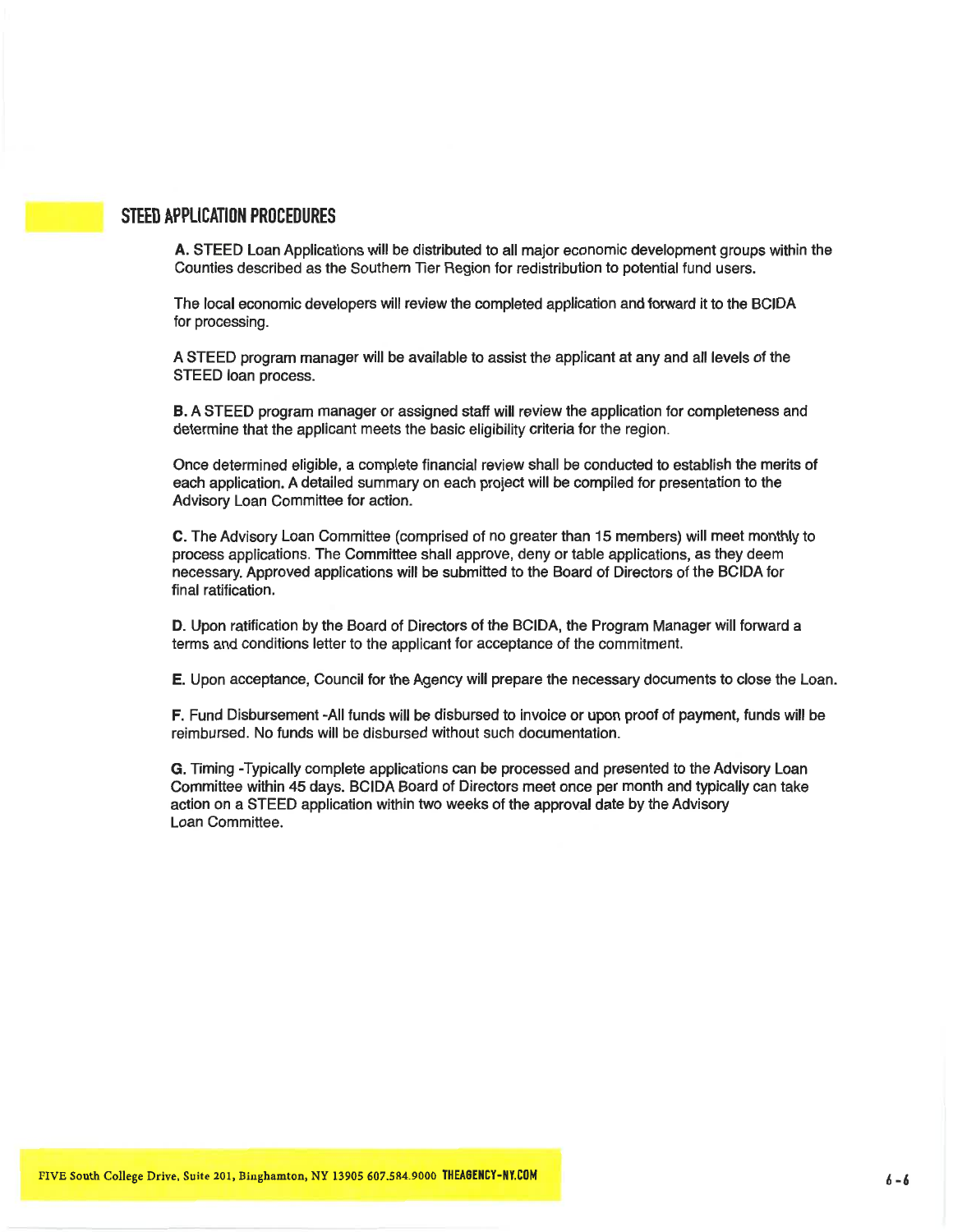## STEED APPLICATION PROCEDURES

**A.** STEED Loan Applications will be distributed to all major economic development groups within the Counties described as the Southern Tier Region for redistribution to potential fund users.

The local economic developers will review the completed application and forward it to the BCIDA for processing.

A STEED program manager will be available to assist the applicant at any and all levels of the STEED loan process.

**B.** A STEED program manager or assigned staff will review the application for completeness and determine that the applicant meets the basic eligibility criteria for the region.

Once determined eligible, a complete financial review shall be conducted to establish the merits of each application. A detailed summary on each project will be compiled for presentation to the Advisory Loan Committee for action.

**C.** The Advisory Loan Committee (comprised of no greater than 15 members) will meet monthly to process applications. The Committee shall approve, deny or table applications, as they deem necessary. Approved applications will be submitted to the Board of Directors of the BCIDA for final ratification.

**D.** Upon ratification by the Board of Directors of the BCIDA, the Program Manager will forward a terms and conditions letter to the applicant for acceptance of the commitment.

**E.** Upon acceptance, Council for the Agency will prepare the necessary documents to close the Loan.

**F.** Fund Disbursement -All funds will be disbursed to invoice or upon proof of payment, funds will be reimbursed. No funds will be disbursed without such documentation.

**G.** Timing -Typically complete applications can be processed and presented to the Advisory Loan Committee within 45 days. BCIDA Board of Directors meet once per month and typically can take action on a STEED application within two weeks of the approval date by the Advisory Loan Committee.

FIVE South College Drive, Suite 201, Binghamton, NY 13905 607.584.9000 **THEAGENCY-NY.COM**